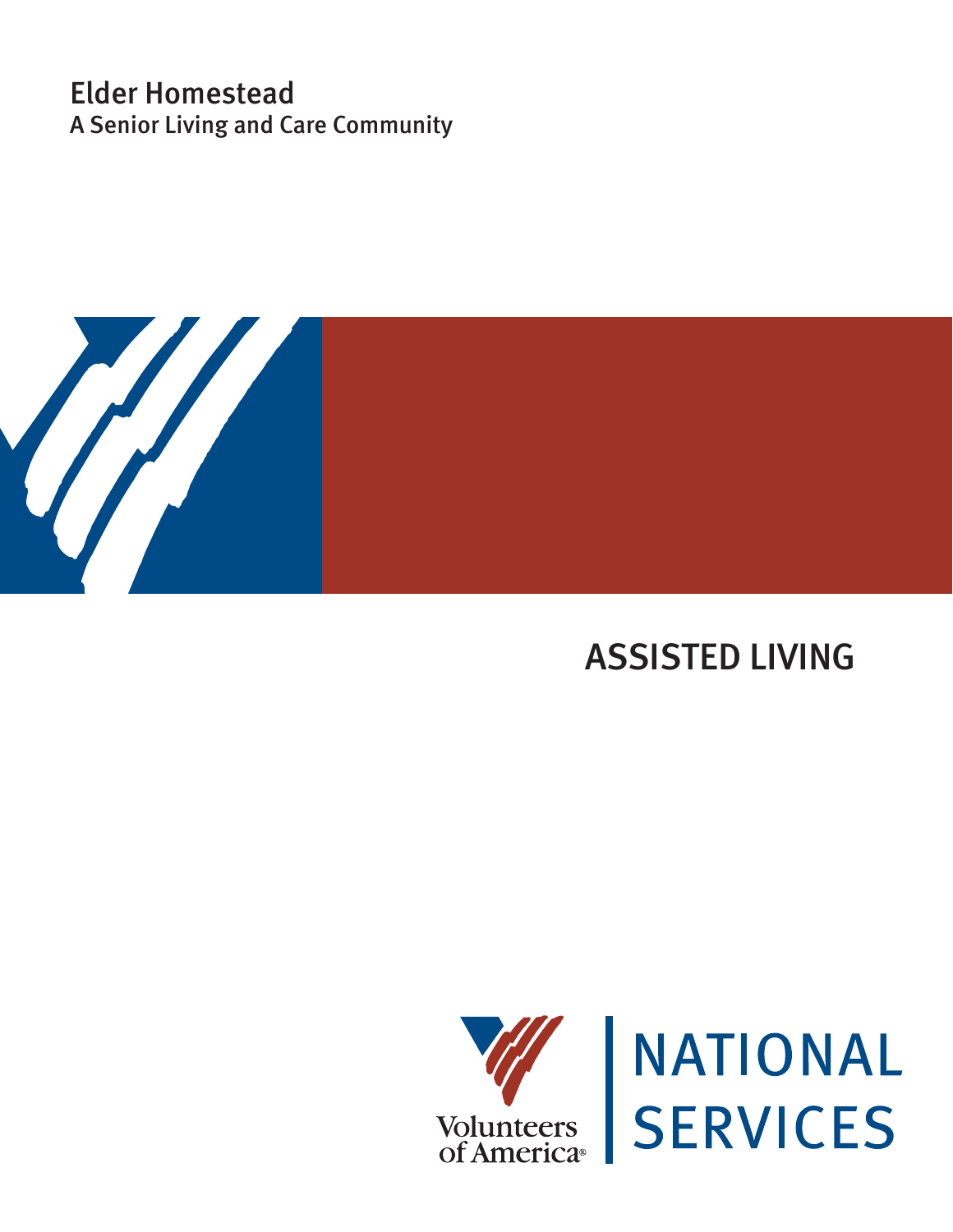# Elder Homestead

A Senior Living and Care Community

## ASSISTED LIVING

Volunteers of America®

NATIONAL SERVICES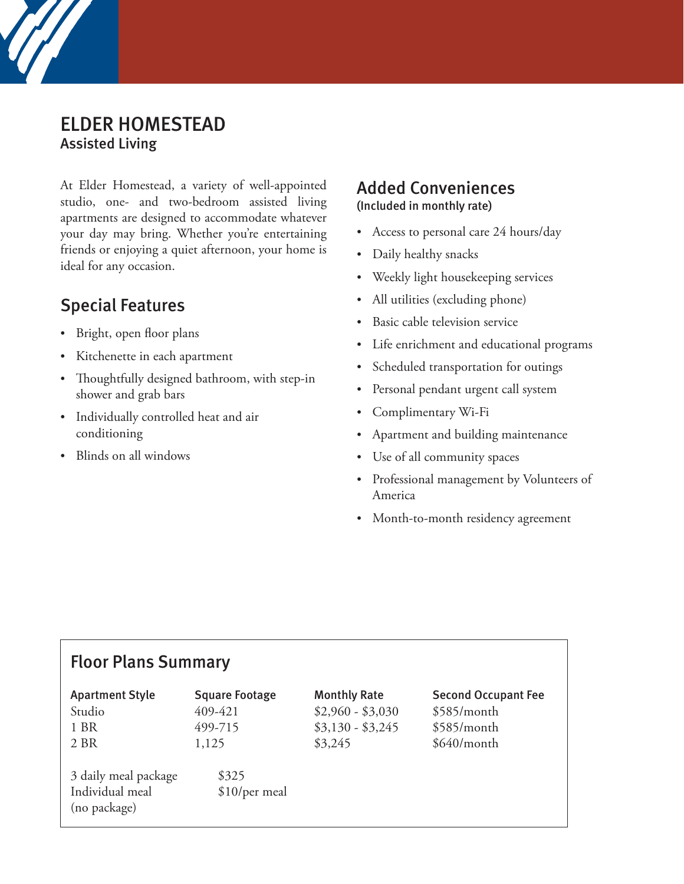# ELDER HOMESTEAD

## Assisted Living

At Elder Homestead, a variety of well-appointed studio, one- and two-bedroom assisted living apartments are designed to accommodate whatever your day may bring. Whether you're entertaining friends or enjoying a quiet afternoon, your home is ideal for any occasion.

## Special Features

- Bright, open floor plans
- Kitchenette in each apartment
- Thoughtfully designed bathroom, with step-in shower and grab bars
- Individually controlled heat and air conditioning
- Blinds on all windows

## Added Conveniences

(Included in monthly rate)

- Access to personal care 24 hours/day
- Daily healthy snacks
- Weekly light housekeeping services
- All utilities (excluding phone)
- Basic cable television service
- Life enrichment and educational programs
- Scheduled transportation for outings
- Personal pendant urgent call system
- Complimentary Wi-Fi
- Apartment and building maintenance
- Use of all community spaces
- Professional management by Volunteers of America
- Month-to-month residency agreement

## Floor Plans Summary

| Apartment Style | Square Footage | Monthly Rate | Second Occupant Fee |
|---|---|---|---|
| Studio | 409-421 | $2,960 - $3,030 | $585/month |
| 1 BR | 499-715 | $3,130 - $3,245 | $585/month |
| 2 BR | 1,125 | $3,245 | $640/month |

| | |
|---|---|
| 3 daily meal package | $325 |
| Individual meal (no package) | $10/per meal |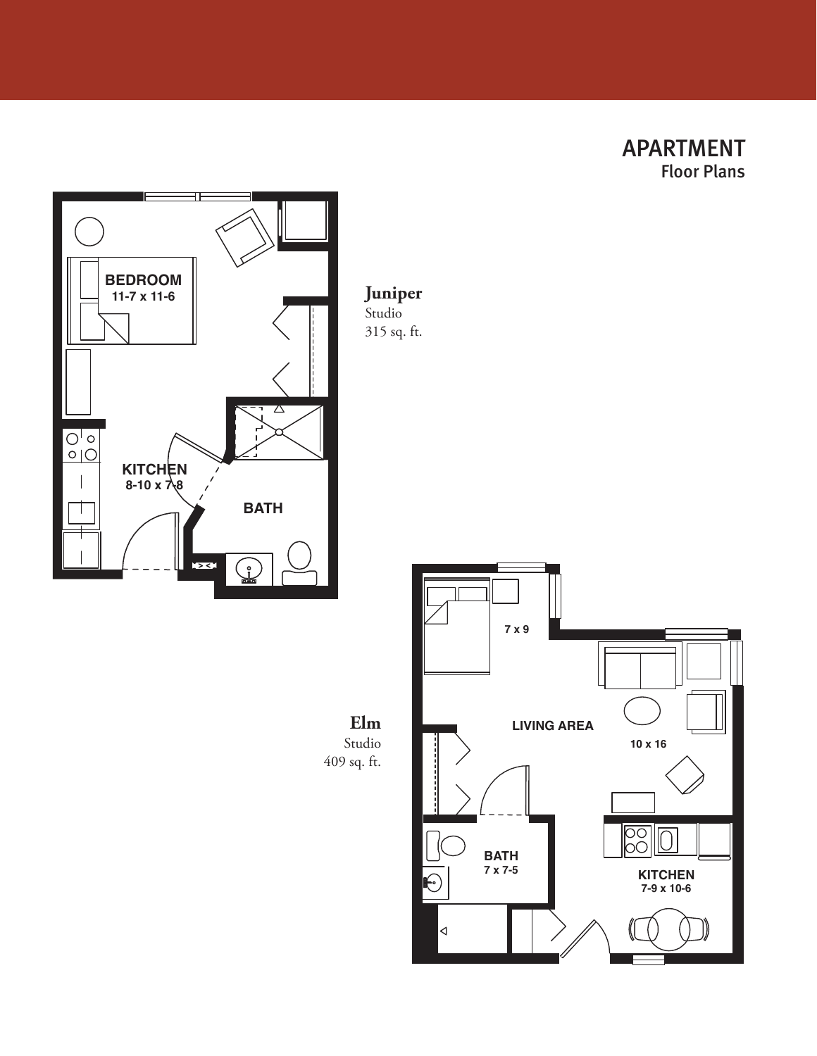# APARTMENT
## Floor Plans

**Juniper**
Studio
315 sq. ft.

BEDROOM
11-7 x 11-6

KITCHEN
8-10 x 7-8

BATH

**Elm**
Studio
409 sq. ft.

7 x 9

LIVING AREA

10 x 16

BATH
7 x 7-5

KITCHEN
7-9 x 10-6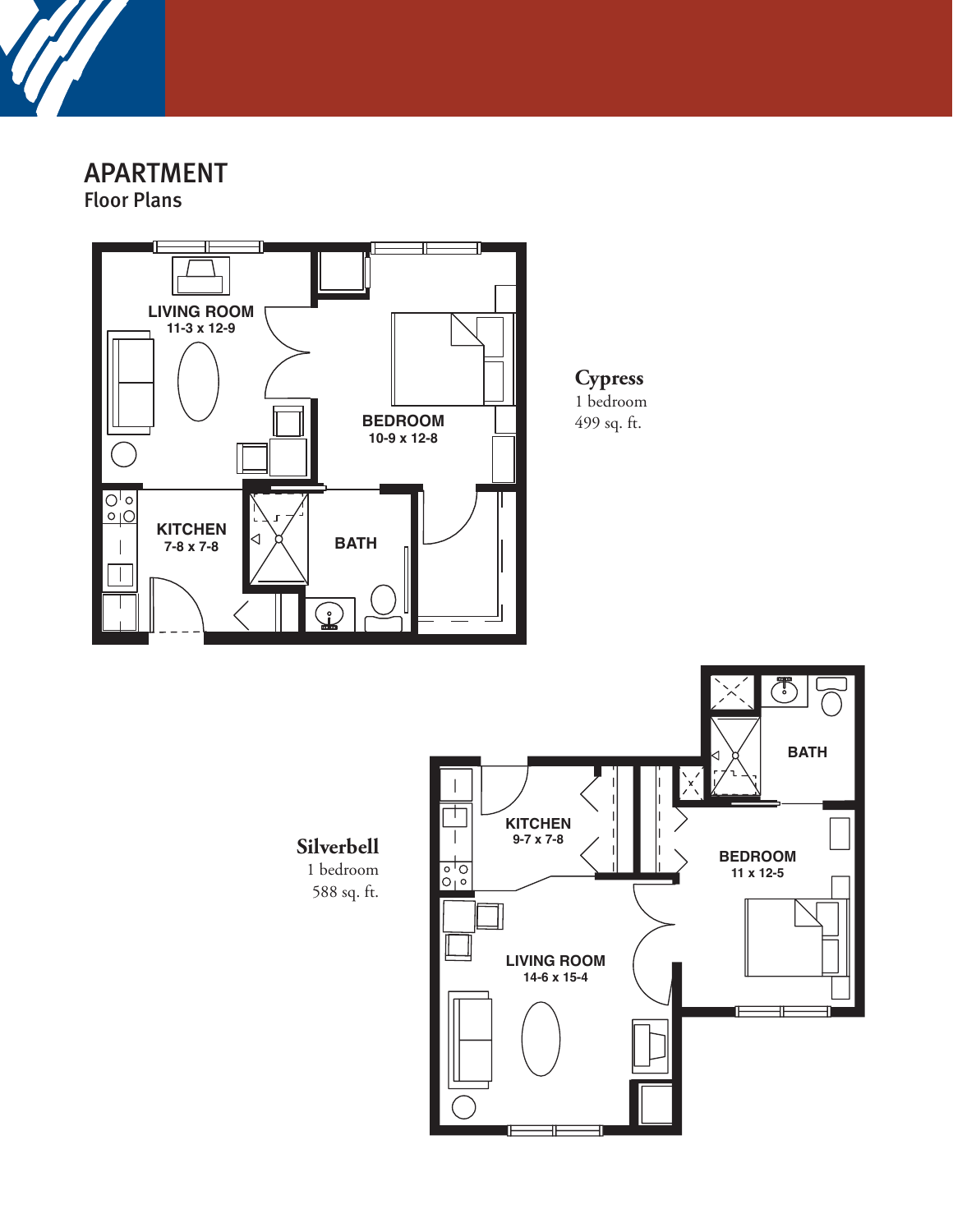# APARTMENT
## Floor Plans

LIVING ROOM
11-3 x 12-9

BEDROOM
10-9 x 12-8

KITCHEN
7-8 x 7-8

BATH

**Cypress**
1 bedroom
499 sq. ft.

**Silverbell**
1 bedroom
588 sq. ft.

BATH

KITCHEN
9-7 x 7-8

BEDROOM
11 x 12-5

LIVING ROOM
14-6 x 15-4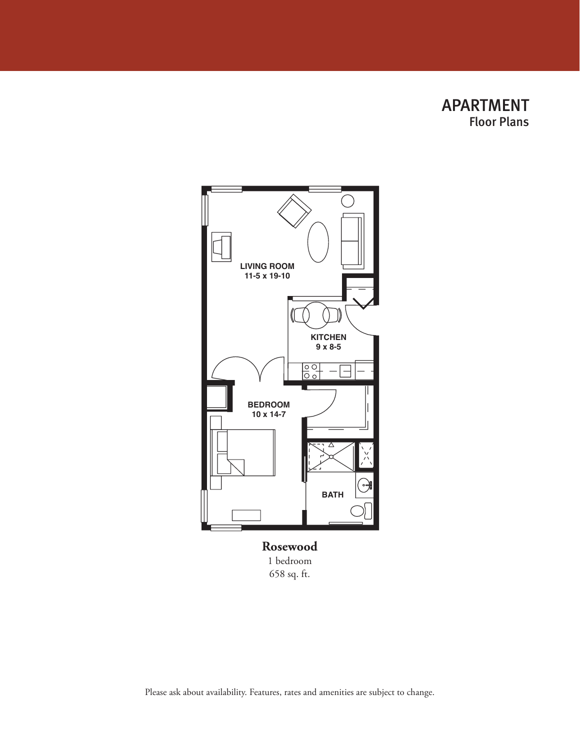# APARTMENT

## Floor Plans

LIVING ROOM
11-5 x 19-10

KITCHEN
9 x 8-5

BEDROOM
10 x 14-7

BATH

**Rosewood**
1 bedroom
658 sq. ft.

Please ask about availability. Features, rates and amenities are subject to change.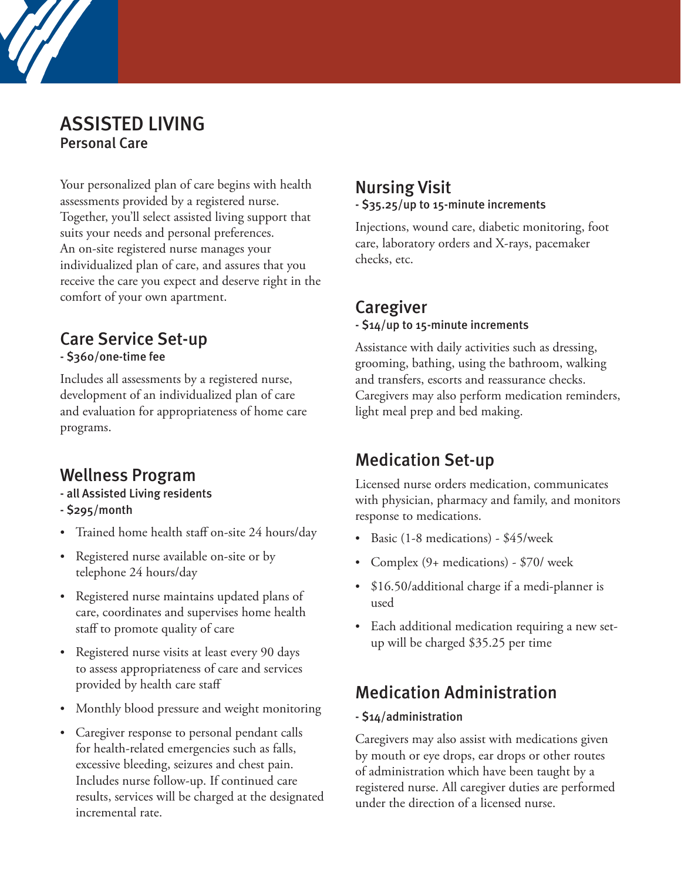# ASSISTED LIVING

## Personal Care

Your personalized plan of care begins with health assessments provided by a registered nurse. Together, you'll select assisted living support that suits your needs and personal preferences. An on-site registered nurse manages your individualized plan of care, and assures that you receive the care you expect and deserve right in the comfort of your own apartment.

### Care Service Set-up

- $360/one-time fee

Includes all assessments by a registered nurse, development of an individualized plan of care and evaluation for appropriateness of home care programs.

### Wellness Program

- all Assisted Living residents
- $295/month

- Trained home health staff on-site 24 hours/day
- Registered nurse available on-site or by telephone 24 hours/day
- Registered nurse maintains updated plans of care, coordinates and supervises home health staff to promote quality of care
- Registered nurse visits at least every 90 days to assess appropriateness of care and services provided by health care staff
- Monthly blood pressure and weight monitoring
- Caregiver response to personal pendant calls for health-related emergencies such as falls, excessive bleeding, seizures and chest pain. Includes nurse follow-up. If continued care results, services will be charged at the designated incremental rate.

### Nursing Visit

- $35.25/up to 15-minute increments

Injections, wound care, diabetic monitoring, foot care, laboratory orders and X-rays, pacemaker checks, etc.

### Caregiver

- $14/up to 15-minute increments

Assistance with daily activities such as dressing, grooming, bathing, using the bathroom, walking and transfers, escorts and reassurance checks. Caregivers may also perform medication reminders, light meal prep and bed making.

### Medication Set-up

Licensed nurse orders medication, communicates with physician, pharmacy and family, and monitors response to medications.

- Basic (1-8 medications) - $45/week
- Complex (9+ medications) - $70/ week
- $16.50/additional charge if a medi-planner is used
- Each additional medication requiring a new set-up will be charged $35.25 per time

### Medication Administration

- $14/administration

Caregivers may also assist with medications given by mouth or eye drops, ear drops or other routes of administration which have been taught by a registered nurse. All caregiver duties are performed under the direction of a licensed nurse.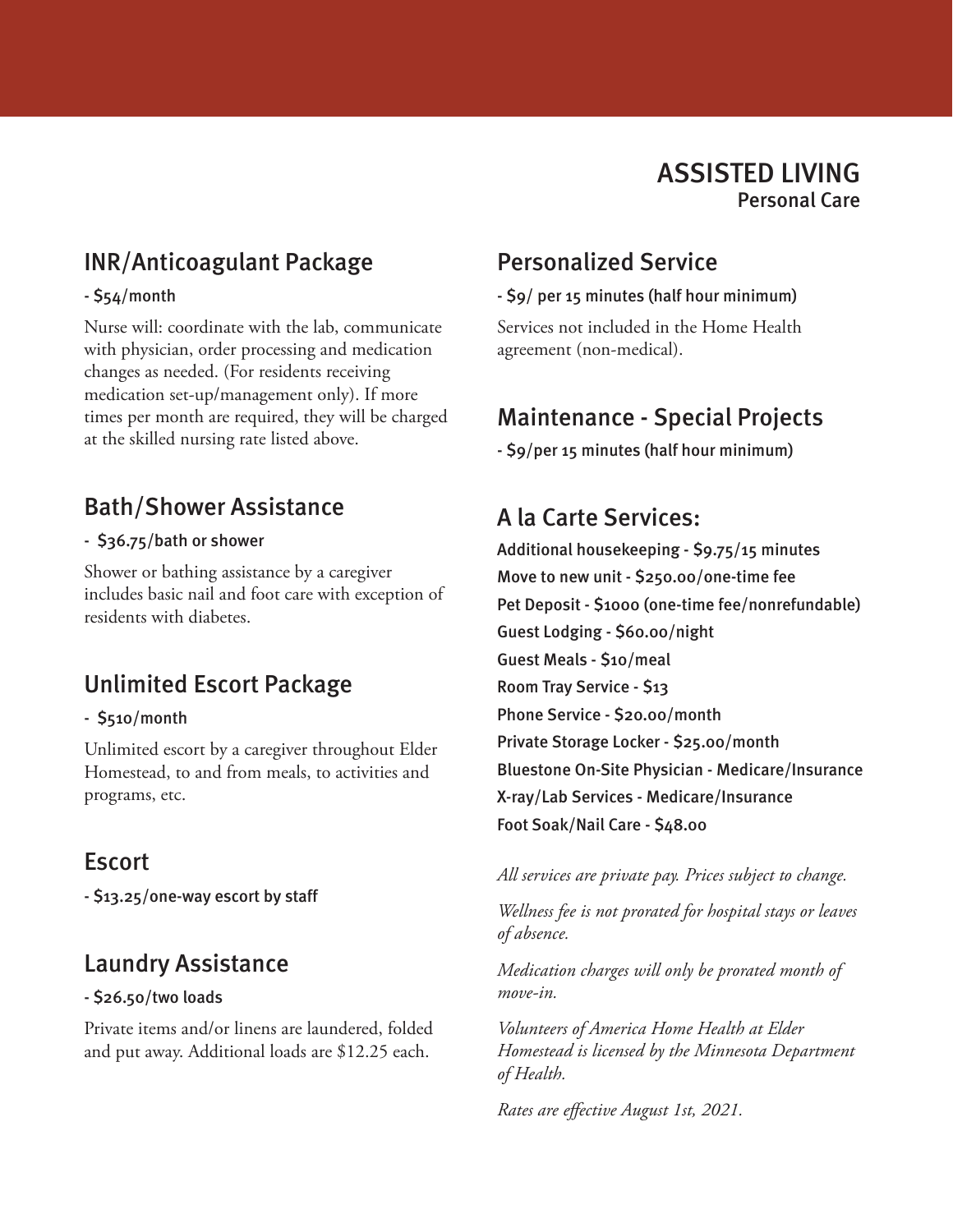# ASSISTED LIVING

Personal Care

## INR/Anticoagulant Package

- $54/month

Nurse will: coordinate with the lab, communicate with physician, order processing and medication changes as needed. (For residents receiving medication set-up/management only). If more times per month are required, they will be charged at the skilled nursing rate listed above.

## Bath/Shower Assistance

- $36.75/bath or shower

Shower or bathing assistance by a caregiver includes basic nail and foot care with exception of residents with diabetes.

## Unlimited Escort Package

- $510/month

Unlimited escort by a caregiver throughout Elder Homestead, to and from meals, to activities and programs, etc.

## Escort

- $13.25/one-way escort by staff

## Laundry Assistance

- $26.50/two loads

Private items and/or linens are laundered, folded and put away. Additional loads are $12.25 each.

## Personalized Service

- $9/ per 15 minutes (half hour minimum)

Services not included in the Home Health agreement (non-medical).

## Maintenance - Special Projects

- $9/per 15 minutes (half hour minimum)

## A la Carte Services:

Additional housekeeping - $9.75/15 minutes
Move to new unit - $250.00/one-time fee
Pet Deposit - $1000 (one-time fee/nonrefundable)
Guest Lodging - $60.00/night
Guest Meals - $10/meal
Room Tray Service - $13
Phone Service - $20.00/month
Private Storage Locker - $25.00/month
Bluestone On-Site Physician - Medicare/Insurance
X-ray/Lab Services - Medicare/Insurance
Foot Soak/Nail Care - $48.00

*All services are private pay. Prices subject to change.*

*Wellness fee is not prorated for hospital stays or leaves of absence.*

*Medication charges will only be prorated month of move-in.*

*Volunteers of America Home Health at Elder Homestead is licensed by the Minnesota Department of Health.*

*Rates are effective August 1st, 2021.*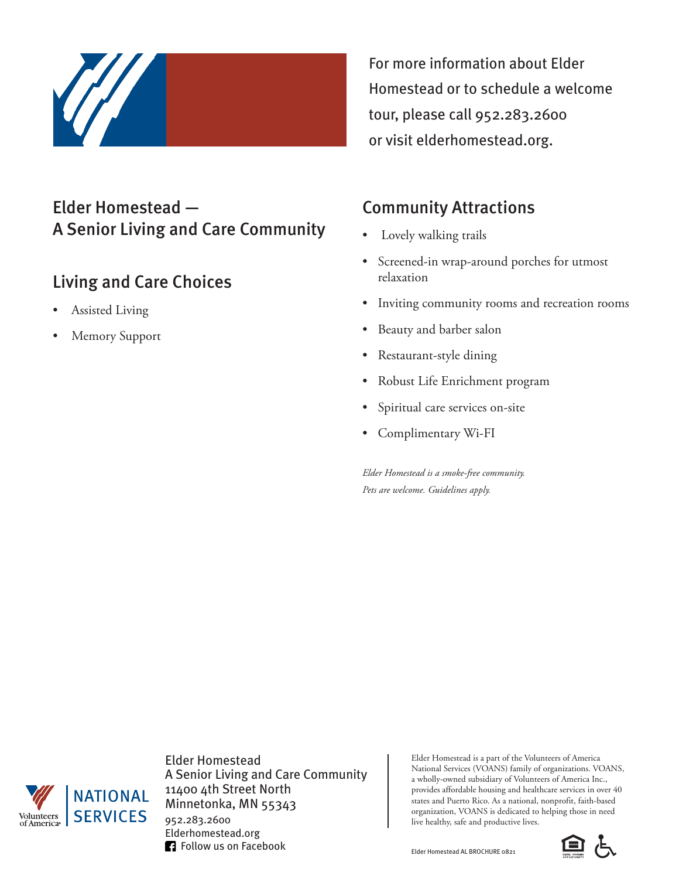For more information about Elder Homestead or to schedule a welcome tour, please call 952.283.2600 or visit elderhomestead.org.

## Elder Homestead — A Senior Living and Care Community

## Living and Care Choices

- Assisted Living
- Memory Support

## Community Attractions

- Lovely walking trails
- Screened-in wrap-around porches for utmost relaxation
- Inviting community rooms and recreation rooms
- Beauty and barber salon
- Restaurant-style dining
- Robust Life Enrichment program
- Spiritual care services on-site
- Complimentary Wi-FI

*Elder Homestead is a smoke-free community.*
*Pets are welcome. Guidelines apply.*

Volunteers of America
NATIONAL SERVICES

Elder Homestead
A Senior Living and Care Community
11400 4th Street North
Minnetonka, MN 55343
952.283.2600
Elderhomestead.org
Follow us on Facebook

Elder Homestead is a part of the Volunteers of America National Services (VOANS) family of organizations. VOANS, a wholly-owned subsidiary of Volunteers of America Inc., provides affordable housing and healthcare services in over 40 states and Puerto Rico. As a national, nonprofit, faith-based organization, VOANS is dedicated to helping those in need live healthy, safe and productive lives.

Elder Homestead AL BROCHURE 0821